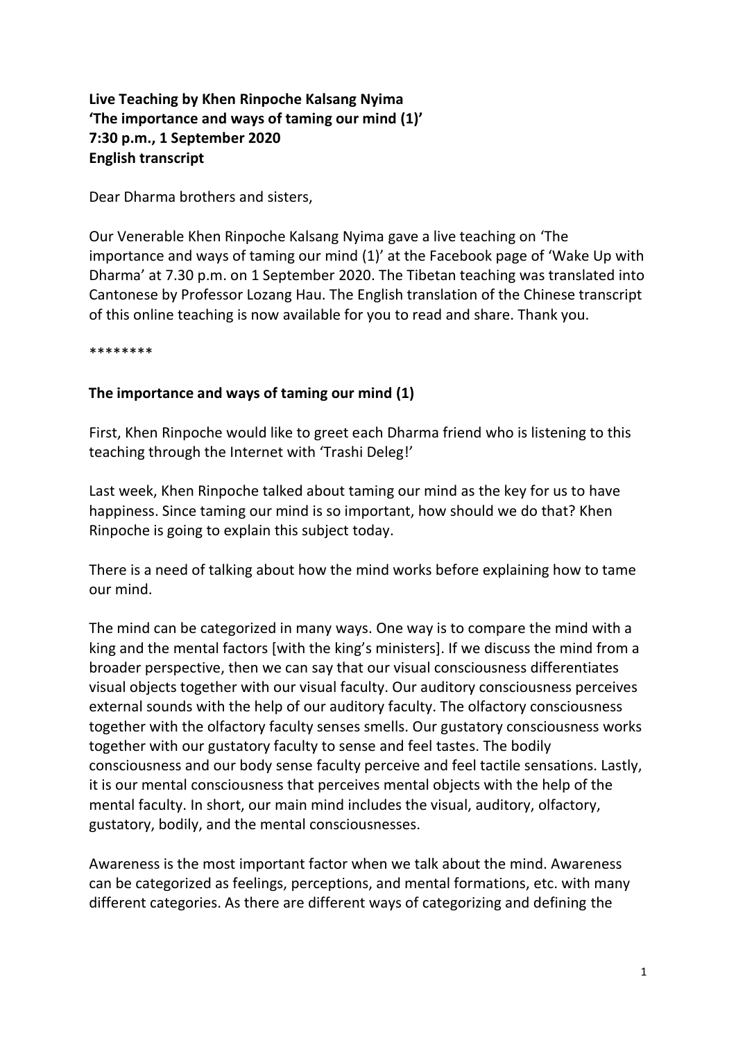**Live Teaching by Khen Rinpoche Kalsang Nyima**
**'The importance and ways of taming our mind (1)'**
**7:30 p.m., 1 September 2020**
**English transcript**

Dear Dharma brothers and sisters,

Our Venerable Khen Rinpoche Kalsang Nyima gave a live teaching on 'The importance and ways of taming our mind (1)' at the Facebook page of 'Wake Up with Dharma' at 7.30 p.m. on 1 September 2020. The Tibetan teaching was translated into Cantonese by Professor Lozang Hau. The English translation of the Chinese transcript of this online teaching is now available for you to read and share. Thank you.

********

## The importance and ways of taming our mind (1)

First, Khen Rinpoche would like to greet each Dharma friend who is listening to this teaching through the Internet with 'Trashi Deleg!'

Last week, Khen Rinpoche talked about taming our mind as the key for us to have happiness. Since taming our mind is so important, how should we do that? Khen Rinpoche is going to explain this subject today.

There is a need of talking about how the mind works before explaining how to tame our mind.

The mind can be categorized in many ways. One way is to compare the mind with a king and the mental factors [with the king's ministers]. If we discuss the mind from a broader perspective, then we can say that our visual consciousness differentiates visual objects together with our visual faculty. Our auditory consciousness perceives external sounds with the help of our auditory faculty. The olfactory consciousness together with the olfactory faculty senses smells. Our gustatory consciousness works together with our gustatory faculty to sense and feel tastes. The bodily consciousness and our body sense faculty perceive and feel tactile sensations. Lastly, it is our mental consciousness that perceives mental objects with the help of the mental faculty. In short, our main mind includes the visual, auditory, olfactory, gustatory, bodily, and the mental consciousnesses.

Awareness is the most important factor when we talk about the mind. Awareness can be categorized as feelings, perceptions, and mental formations, etc. with many different categories. As there are different ways of categorizing and defining the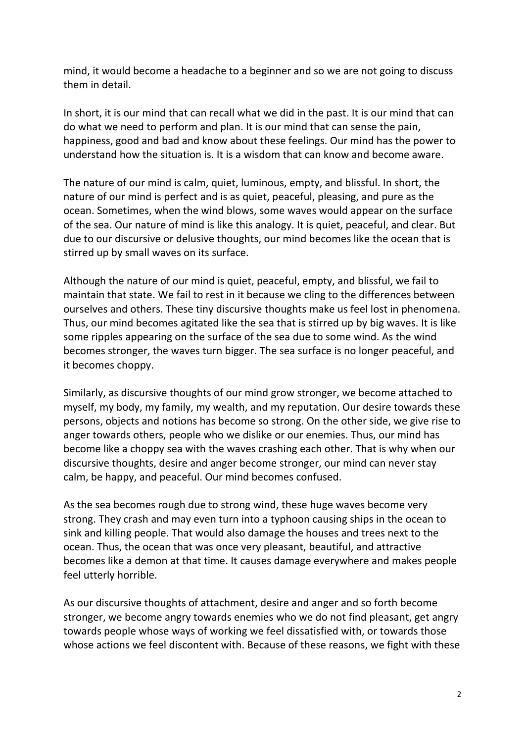mind, it would become a headache to a beginner and so we are not going to discuss them in detail.

In short, it is our mind that can recall what we did in the past. It is our mind that can do what we need to perform and plan. It is our mind that can sense the pain, happiness, good and bad and know about these feelings. Our mind has the power to understand how the situation is. It is a wisdom that can know and become aware.

The nature of our mind is calm, quiet, luminous, empty, and blissful. In short, the nature of our mind is perfect and is as quiet, peaceful, pleasing, and pure as the ocean. Sometimes, when the wind blows, some waves would appear on the surface of the sea. Our nature of mind is like this analogy. It is quiet, peaceful, and clear. But due to our discursive or delusive thoughts, our mind becomes like the ocean that is stirred up by small waves on its surface.

Although the nature of our mind is quiet, peaceful, empty, and blissful, we fail to maintain that state. We fail to rest in it because we cling to the differences between ourselves and others. These tiny discursive thoughts make us feel lost in phenomena. Thus, our mind becomes agitated like the sea that is stirred up by big waves. It is like some ripples appearing on the surface of the sea due to some wind. As the wind becomes stronger, the waves turn bigger. The sea surface is no longer peaceful, and it becomes choppy.

Similarly, as discursive thoughts of our mind grow stronger, we become attached to myself, my body, my family, my wealth, and my reputation. Our desire towards these persons, objects and notions has become so strong. On the other side, we give rise to anger towards others, people who we dislike or our enemies. Thus, our mind has become like a choppy sea with the waves crashing each other. That is why when our discursive thoughts, desire and anger become stronger, our mind can never stay calm, be happy, and peaceful. Our mind becomes confused.

As the sea becomes rough due to strong wind, these huge waves become very strong. They crash and may even turn into a typhoon causing ships in the ocean to sink and killing people. That would also damage the houses and trees next to the ocean. Thus, the ocean that was once very pleasant, beautiful, and attractive becomes like a demon at that time. It causes damage everywhere and makes people feel utterly horrible.

As our discursive thoughts of attachment, desire and anger and so forth become stronger, we become angry towards enemies who we do not find pleasant, get angry towards people whose ways of working we feel dissatisfied with, or towards those whose actions we feel discontent with. Because of these reasons, we fight with these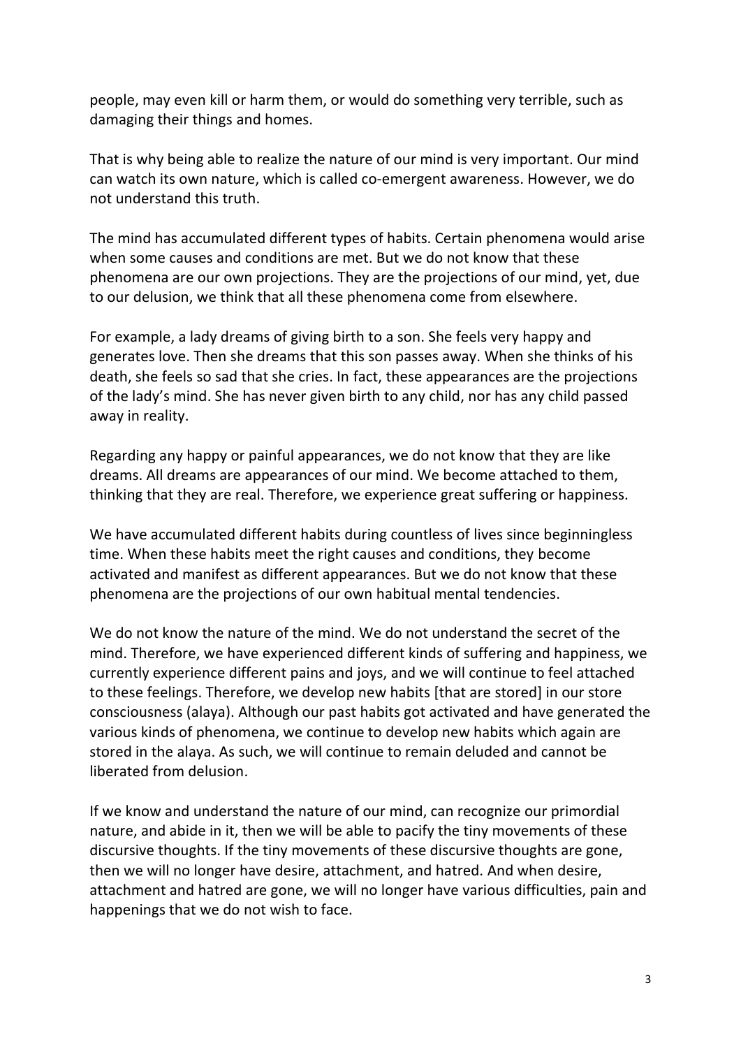people, may even kill or harm them, or would do something very terrible, such as damaging their things and homes.

That is why being able to realize the nature of our mind is very important. Our mind can watch its own nature, which is called co-emergent awareness. However, we do not understand this truth.

The mind has accumulated different types of habits. Certain phenomena would arise when some causes and conditions are met. But we do not know that these phenomena are our own projections. They are the projections of our mind, yet, due to our delusion, we think that all these phenomena come from elsewhere.

For example, a lady dreams of giving birth to a son. She feels very happy and generates love. Then she dreams that this son passes away. When she thinks of his death, she feels so sad that she cries. In fact, these appearances are the projections of the lady's mind. She has never given birth to any child, nor has any child passed away in reality.

Regarding any happy or painful appearances, we do not know that they are like dreams. All dreams are appearances of our mind. We become attached to them, thinking that they are real. Therefore, we experience great suffering or happiness.

We have accumulated different habits during countless of lives since beginningless time. When these habits meet the right causes and conditions, they become activated and manifest as different appearances. But we do not know that these phenomena are the projections of our own habitual mental tendencies.

We do not know the nature of the mind. We do not understand the secret of the mind. Therefore, we have experienced different kinds of suffering and happiness, we currently experience different pains and joys, and we will continue to feel attached to these feelings. Therefore, we develop new habits [that are stored] in our store consciousness (alaya). Although our past habits got activated and have generated the various kinds of phenomena, we continue to develop new habits which again are stored in the alaya. As such, we will continue to remain deluded and cannot be liberated from delusion.

If we know and understand the nature of our mind, can recognize our primordial nature, and abide in it, then we will be able to pacify the tiny movements of these discursive thoughts. If the tiny movements of these discursive thoughts are gone, then we will no longer have desire, attachment, and hatred. And when desire, attachment and hatred are gone, we will no longer have various difficulties, pain and happenings that we do not wish to face.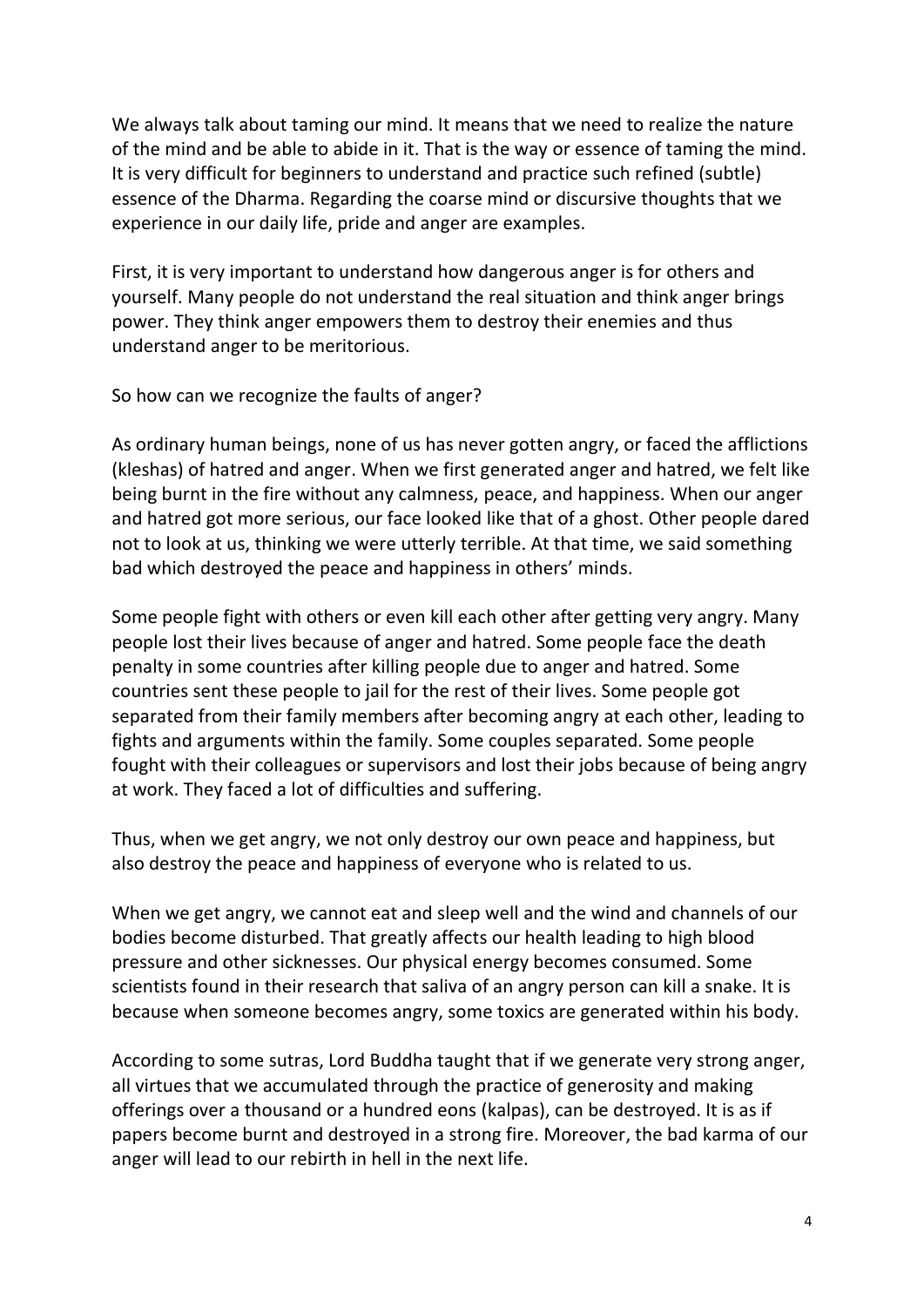We always talk about taming our mind. It means that we need to realize the nature of the mind and be able to abide in it. That is the way or essence of taming the mind. It is very difficult for beginners to understand and practice such refined (subtle) essence of the Dharma. Regarding the coarse mind or discursive thoughts that we experience in our daily life, pride and anger are examples.

First, it is very important to understand how dangerous anger is for others and yourself. Many people do not understand the real situation and think anger brings power. They think anger empowers them to destroy their enemies and thus understand anger to be meritorious.

So how can we recognize the faults of anger?

As ordinary human beings, none of us has never gotten angry, or faced the afflictions (kleshas) of hatred and anger. When we first generated anger and hatred, we felt like being burnt in the fire without any calmness, peace, and happiness. When our anger and hatred got more serious, our face looked like that of a ghost. Other people dared not to look at us, thinking we were utterly terrible. At that time, we said something bad which destroyed the peace and happiness in others' minds.

Some people fight with others or even kill each other after getting very angry. Many people lost their lives because of anger and hatred. Some people face the death penalty in some countries after killing people due to anger and hatred. Some countries sent these people to jail for the rest of their lives. Some people got separated from their family members after becoming angry at each other, leading to fights and arguments within the family. Some couples separated. Some people fought with their colleagues or supervisors and lost their jobs because of being angry at work. They faced a lot of difficulties and suffering.

Thus, when we get angry, we not only destroy our own peace and happiness, but also destroy the peace and happiness of everyone who is related to us.

When we get angry, we cannot eat and sleep well and the wind and channels of our bodies become disturbed. That greatly affects our health leading to high blood pressure and other sicknesses. Our physical energy becomes consumed. Some scientists found in their research that saliva of an angry person can kill a snake. It is because when someone becomes angry, some toxics are generated within his body.

According to some sutras, Lord Buddha taught that if we generate very strong anger, all virtues that we accumulated through the practice of generosity and making offerings over a thousand or a hundred eons (kalpas), can be destroyed. It is as if papers become burnt and destroyed in a strong fire. Moreover, the bad karma of our anger will lead to our rebirth in hell in the next life.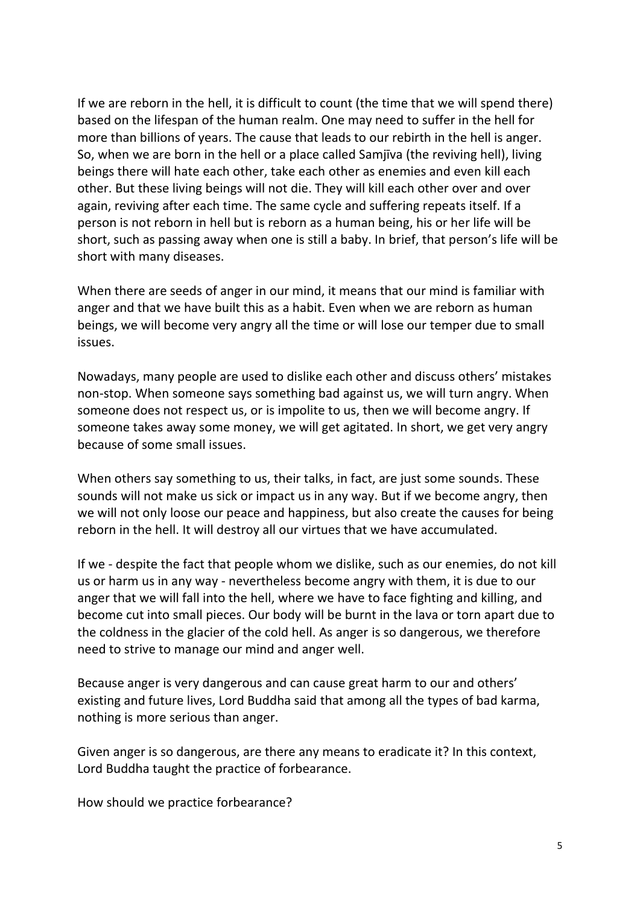If we are reborn in the hell, it is difficult to count (the time that we will spend there) based on the lifespan of the human realm. One may need to suffer in the hell for more than billions of years. The cause that leads to our rebirth in the hell is anger. So, when we are born in the hell or a place called Samjīva (the reviving hell), living beings there will hate each other, take each other as enemies and even kill each other. But these living beings will not die. They will kill each other over and over again, reviving after each time. The same cycle and suffering repeats itself. If a person is not reborn in hell but is reborn as a human being, his or her life will be short, such as passing away when one is still a baby. In brief, that person's life will be short with many diseases.

When there are seeds of anger in our mind, it means that our mind is familiar with anger and that we have built this as a habit. Even when we are reborn as human beings, we will become very angry all the time or will lose our temper due to small issues.

Nowadays, many people are used to dislike each other and discuss others' mistakes non-stop. When someone says something bad against us, we will turn angry. When someone does not respect us, or is impolite to us, then we will become angry. If someone takes away some money, we will get agitated. In short, we get very angry because of some small issues.

When others say something to us, their talks, in fact, are just some sounds. These sounds will not make us sick or impact us in any way. But if we become angry, then we will not only loose our peace and happiness, but also create the causes for being reborn in the hell. It will destroy all our virtues that we have accumulated.

If we - despite the fact that people whom we dislike, such as our enemies, do not kill us or harm us in any way - nevertheless become angry with them, it is due to our anger that we will fall into the hell, where we have to face fighting and killing, and become cut into small pieces. Our body will be burnt in the lava or torn apart due to the coldness in the glacier of the cold hell. As anger is so dangerous, we therefore need to strive to manage our mind and anger well.

Because anger is very dangerous and can cause great harm to our and others' existing and future lives, Lord Buddha said that among all the types of bad karma, nothing is more serious than anger.

Given anger is so dangerous, are there any means to eradicate it? In this context, Lord Buddha taught the practice of forbearance.

How should we practice forbearance?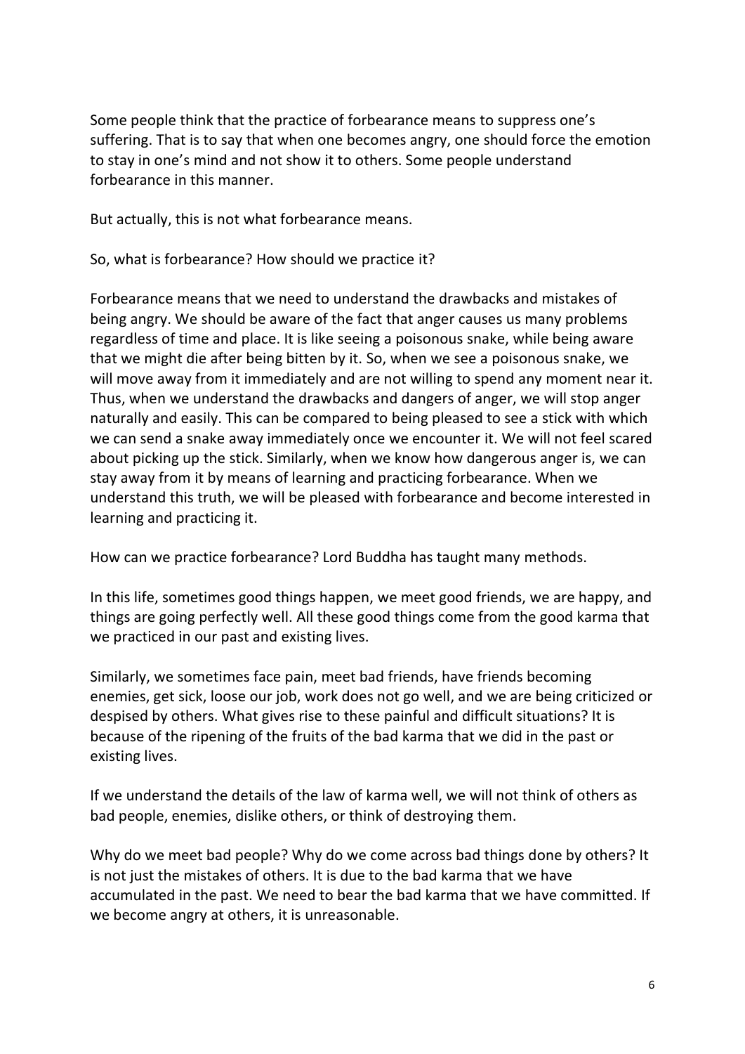Some people think that the practice of forbearance means to suppress one's suffering. That is to say that when one becomes angry, one should force the emotion to stay in one's mind and not show it to others. Some people understand forbearance in this manner.

But actually, this is not what forbearance means.

So, what is forbearance? How should we practice it?

Forbearance means that we need to understand the drawbacks and mistakes of being angry. We should be aware of the fact that anger causes us many problems regardless of time and place. It is like seeing a poisonous snake, while being aware that we might die after being bitten by it. So, when we see a poisonous snake, we will move away from it immediately and are not willing to spend any moment near it. Thus, when we understand the drawbacks and dangers of anger, we will stop anger naturally and easily. This can be compared to being pleased to see a stick with which we can send a snake away immediately once we encounter it. We will not feel scared about picking up the stick. Similarly, when we know how dangerous anger is, we can stay away from it by means of learning and practicing forbearance. When we understand this truth, we will be pleased with forbearance and become interested in learning and practicing it.

How can we practice forbearance? Lord Buddha has taught many methods.

In this life, sometimes good things happen, we meet good friends, we are happy, and things are going perfectly well. All these good things come from the good karma that we practiced in our past and existing lives.

Similarly, we sometimes face pain, meet bad friends, have friends becoming enemies, get sick, loose our job, work does not go well, and we are being criticized or despised by others. What gives rise to these painful and difficult situations? It is because of the ripening of the fruits of the bad karma that we did in the past or existing lives.

If we understand the details of the law of karma well, we will not think of others as bad people, enemies, dislike others, or think of destroying them.

Why do we meet bad people? Why do we come across bad things done by others? It is not just the mistakes of others. It is due to the bad karma that we have accumulated in the past. We need to bear the bad karma that we have committed. If we become angry at others, it is unreasonable.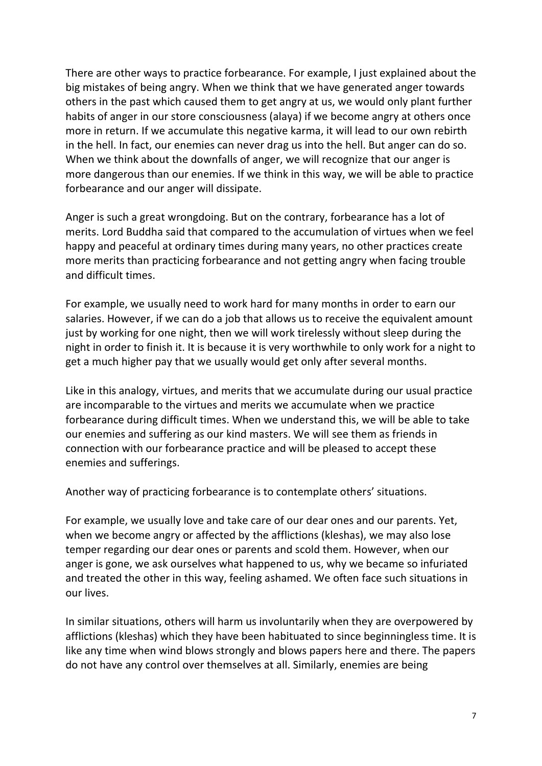There are other ways to practice forbearance. For example, I just explained about the big mistakes of being angry. When we think that we have generated anger towards others in the past which caused them to get angry at us, we would only plant further habits of anger in our store consciousness (alaya) if we become angry at others once more in return. If we accumulate this negative karma, it will lead to our own rebirth in the hell. In fact, our enemies can never drag us into the hell. But anger can do so. When we think about the downfalls of anger, we will recognize that our anger is more dangerous than our enemies. If we think in this way, we will be able to practice forbearance and our anger will dissipate.

Anger is such a great wrongdoing. But on the contrary, forbearance has a lot of merits. Lord Buddha said that compared to the accumulation of virtues when we feel happy and peaceful at ordinary times during many years, no other practices create more merits than practicing forbearance and not getting angry when facing trouble and difficult times.

For example, we usually need to work hard for many months in order to earn our salaries. However, if we can do a job that allows us to receive the equivalent amount just by working for one night, then we will work tirelessly without sleep during the night in order to finish it. It is because it is very worthwhile to only work for a night to get a much higher pay that we usually would get only after several months.

Like in this analogy, virtues, and merits that we accumulate during our usual practice are incomparable to the virtues and merits we accumulate when we practice forbearance during difficult times. When we understand this, we will be able to take our enemies and suffering as our kind masters. We will see them as friends in connection with our forbearance practice and will be pleased to accept these enemies and sufferings.

Another way of practicing forbearance is to contemplate others' situations.

For example, we usually love and take care of our dear ones and our parents. Yet, when we become angry or affected by the afflictions (kleshas), we may also lose temper regarding our dear ones or parents and scold them. However, when our anger is gone, we ask ourselves what happened to us, why we became so infuriated and treated the other in this way, feeling ashamed. We often face such situations in our lives.

In similar situations, others will harm us involuntarily when they are overpowered by afflictions (kleshas) which they have been habituated to since beginningless time. It is like any time when wind blows strongly and blows papers here and there. The papers do not have any control over themselves at all. Similarly, enemies are being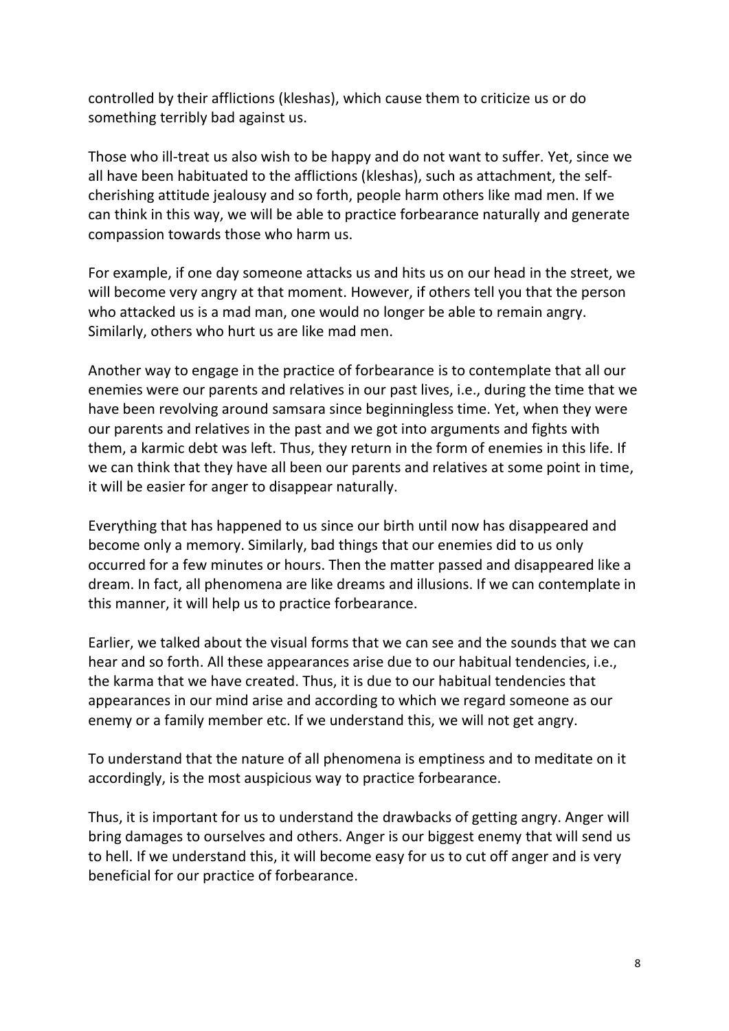controlled by their afflictions (kleshas), which cause them to criticize us or do something terribly bad against us.

Those who ill-treat us also wish to be happy and do not want to suffer. Yet, since we all have been habituated to the afflictions (kleshas), such as attachment, the self-cherishing attitude jealousy and so forth, people harm others like mad men. If we can think in this way, we will be able to practice forbearance naturally and generate compassion towards those who harm us.

For example, if one day someone attacks us and hits us on our head in the street, we will become very angry at that moment. However, if others tell you that the person who attacked us is a mad man, one would no longer be able to remain angry. Similarly, others who hurt us are like mad men.

Another way to engage in the practice of forbearance is to contemplate that all our enemies were our parents and relatives in our past lives, i.e., during the time that we have been revolving around samsara since beginningless time. Yet, when they were our parents and relatives in the past and we got into arguments and fights with them, a karmic debt was left. Thus, they return in the form of enemies in this life. If we can think that they have all been our parents and relatives at some point in time, it will be easier for anger to disappear naturally.

Everything that has happened to us since our birth until now has disappeared and become only a memory. Similarly, bad things that our enemies did to us only occurred for a few minutes or hours. Then the matter passed and disappeared like a dream. In fact, all phenomena are like dreams and illusions. If we can contemplate in this manner, it will help us to practice forbearance.

Earlier, we talked about the visual forms that we can see and the sounds that we can hear and so forth. All these appearances arise due to our habitual tendencies, i.e., the karma that we have created. Thus, it is due to our habitual tendencies that appearances in our mind arise and according to which we regard someone as our enemy or a family member etc. If we understand this, we will not get angry.

To understand that the nature of all phenomena is emptiness and to meditate on it accordingly, is the most auspicious way to practice forbearance.

Thus, it is important for us to understand the drawbacks of getting angry. Anger will bring damages to ourselves and others. Anger is our biggest enemy that will send us to hell. If we understand this, it will become easy for us to cut off anger and is very beneficial for our practice of forbearance.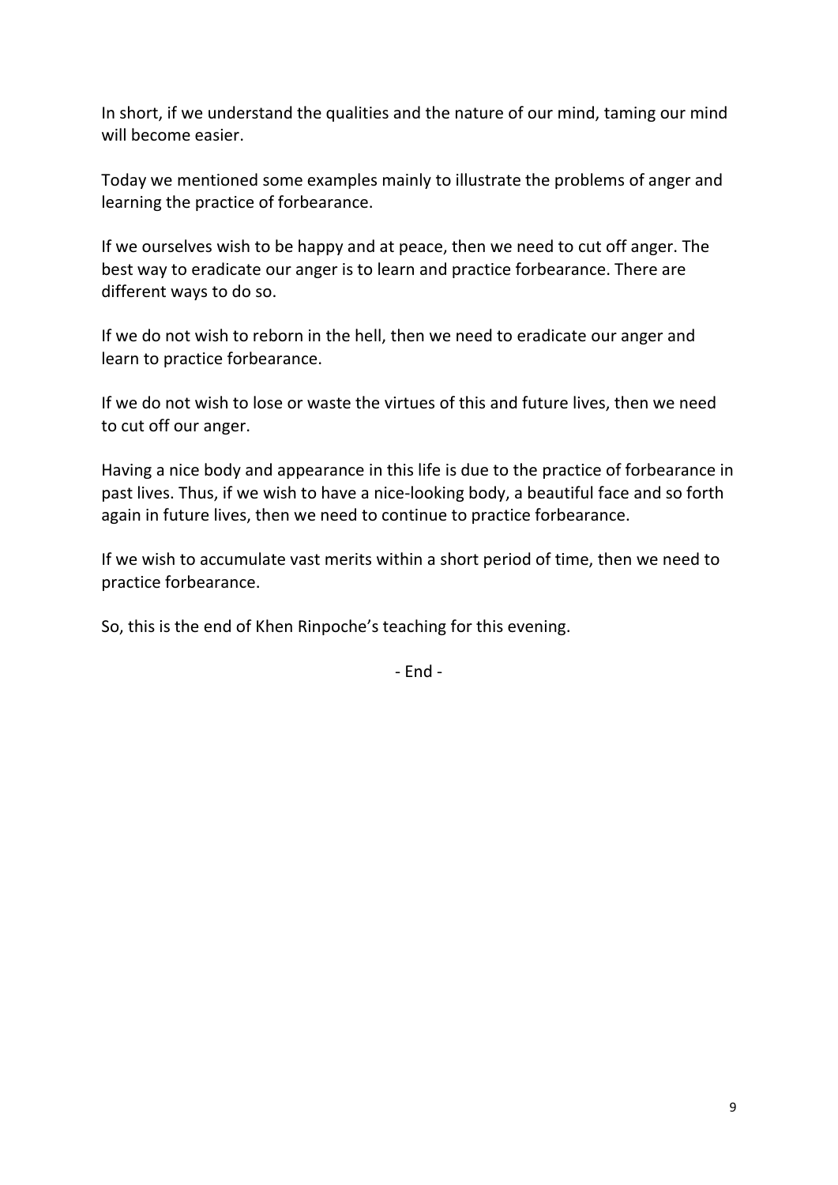In short, if we understand the qualities and the nature of our mind, taming our mind will become easier.

Today we mentioned some examples mainly to illustrate the problems of anger and learning the practice of forbearance.

If we ourselves wish to be happy and at peace, then we need to cut off anger. The best way to eradicate our anger is to learn and practice forbearance. There are different ways to do so.

If we do not wish to reborn in the hell, then we need to eradicate our anger and learn to practice forbearance.

If we do not wish to lose or waste the virtues of this and future lives, then we need to cut off our anger.

Having a nice body and appearance in this life is due to the practice of forbearance in past lives. Thus, if we wish to have a nice-looking body, a beautiful face and so forth again in future lives, then we need to continue to practice forbearance.

If we wish to accumulate vast merits within a short period of time, then we need to practice forbearance.

So, this is the end of Khen Rinpoche's teaching for this evening.

- End -